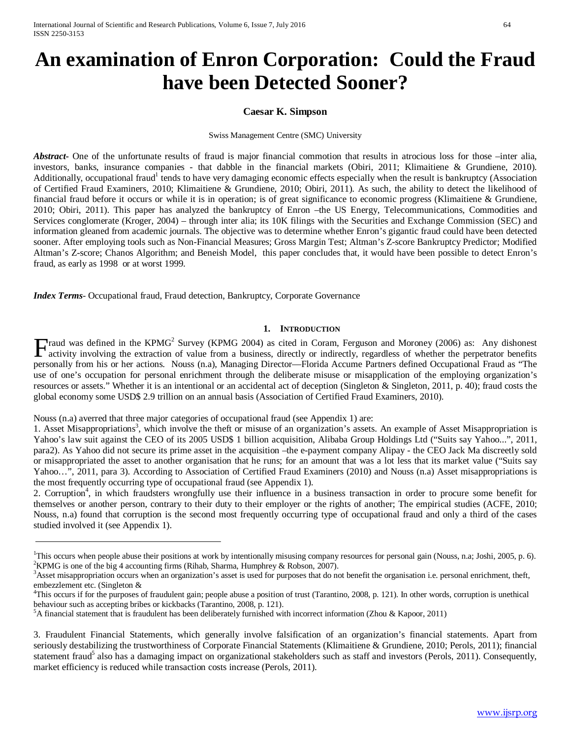# An examination of Enron Corporation: Could the Fraud have been Detected Sooner?

**Caesar K. Simpson**

Swiss Management Centre (SMC) University

***Abstract***- One of the unfortunate results of fraud is major financial commotion that results in atrocious loss for those –inter alia, investors, banks, insurance companies - that dabble in the financial markets (Obiri, 2011; Klimaitiene & Grundiene, 2010). Additionally, occupational fraud[1] tends to have very damaging economic effects especially when the result is bankruptcy (Association of Certified Fraud Examiners, 2010; Klimaitiene & Grundiene, 2010; Obiri, 2011). As such, the ability to detect the likelihood of financial fraud before it occurs or while it is in operation; is of great significance to economic progress (Klimaitiene & Grundiene, 2010; Obiri, 2011). This paper has analyzed the bankruptcy of Enron –the US Energy, Telecommunications, Commodities and Services conglomerate (Kroger, 2004) – through inter alia; its 10K filings with the Securities and Exchange Commission (SEC) and information gleaned from academic journals. The objective was to determine whether Enron's gigantic fraud could have been detected sooner. After employing tools such as Non-Financial Measures; Gross Margin Test; Altman's Z-score Bankruptcy Predictor; Modified Altman's Z-score; Chanos Algorithm; and Beneish Model, this paper concludes that, it would have been possible to detect Enron's fraud, as early as 1998 or at worst 1999.

***Index Terms***- Occupational fraud, Fraud detection, Bankruptcy, Corporate Governance

## 1. Introduction

Fraud was defined in the KPMG[2] Survey (KPMG 2004) as cited in Coram, Ferguson and Moroney (2006) as: Any dishonest activity involving the extraction of value from a business, directly or indirectly, regardless of whether the perpetrator benefits personally from his or her actions. Nouss (n.a), Managing Director—Florida Accume Partners defined Occupational Fraud as "The use of one's occupation for personal enrichment through the deliberate misuse or misapplication of the employing organization's resources or assets." Whether it is an intentional or an accidental act of deception (Singleton & Singleton, 2011, p. 40); fraud costs the global economy some USD$ 2.9 trillion on an annual basis (Association of Certified Fraud Examiners, 2010).

Nouss (n.a) averred that three major categories of occupational fraud (see Appendix 1) are:

1. Asset Misappropriations[3], which involve the theft or misuse of an organization's assets. An example of Asset Misappropriation is Yahoo's law suit against the CEO of its 2005 USD$ 1 billion acquisition, Alibaba Group Holdings Ltd ("Suits say Yahoo...", 2011, para2). As Yahoo did not secure its prime asset in the acquisition –the e-payment company Alipay - the CEO Jack Ma discreetly sold or misappropriated the asset to another organisation that he runs; for an amount that was a lot less that its market value ("Suits say Yahoo…", 2011, para 3). According to Association of Certified Fraud Examiners (2010) and Nouss (n.a) Asset misappropriations is the most frequently occurring type of occupational fraud (see Appendix 1).
2. Corruption[4], in which fraudsters wrongfully use their influence in a business transaction in order to procure some benefit for themselves or another person, contrary to their duty to their employer or the rights of another; The empirical studies (ACFE, 2010; Nouss, n.a) found that corruption is the second most frequently occurring type of occupational fraud and only a third of the cases studied involved it (see Appendix 1).

---

[1]This occurs when people abuse their positions at work by intentionally misusing company resources for personal gain (Nouss, n.a; Joshi, 2005, p. 6).
[2]KPMG is one of the big 4 accounting firms (Rihab, Sharma, Humphrey & Robson, 2007).
[3]Asset misappropriation occurs when an organization's asset is used for purposes that do not benefit the organisation i.e. personal enrichment, theft, embezzlement etc. (Singleton &
[4]This occurs if for the purposes of fraudulent gain; people abuse a position of trust (Tarantino, 2008, p. 121). In other words, corruption is unethical behaviour such as accepting bribes or kickbacks (Tarantino, 2008, p. 121).
[5]A financial statement that is fraudulent has been deliberately furnished with incorrect information (Zhou & Kapoor, 2011)

3. Fraudulent Financial Statements, which generally involve falsification of an organization's financial statements. Apart from seriously destabilizing the trustworthiness of Corporate Financial Statements (Klimaitiene & Grundiene, 2010; Perols, 2011); financial statement fraud[5] also has a damaging impact on organizational stakeholders such as staff and investors (Perols, 2011). Consequently, market efficiency is reduced while transaction costs increase (Perols, 2011).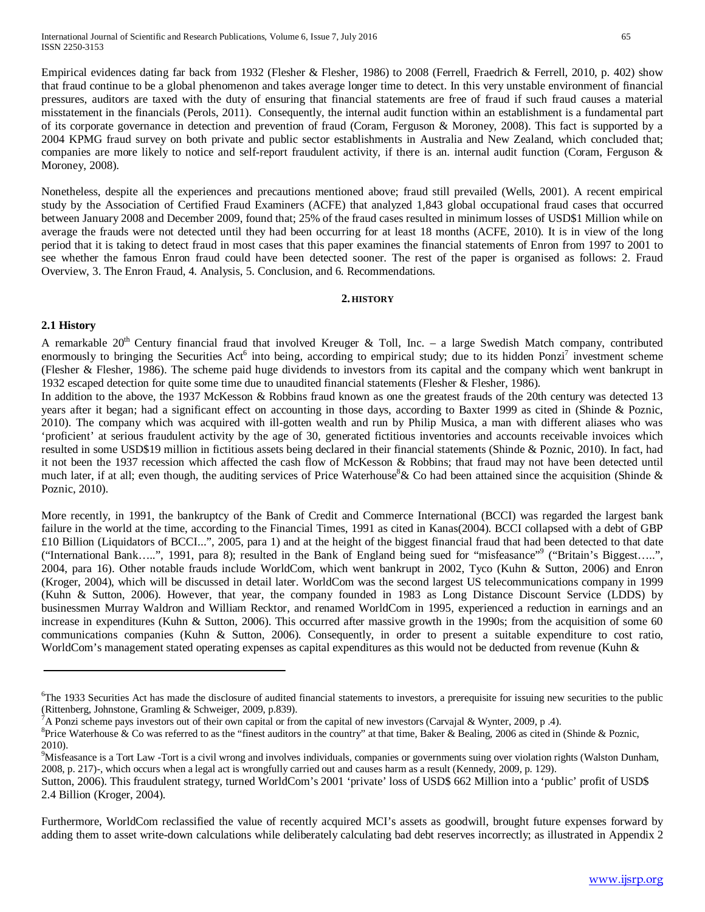Empirical evidences dating far back from 1932 (Flesher & Flesher, 1986) to 2008 (Ferrell, Fraedrich & Ferrell, 2010, p. 402) show that fraud continue to be a global phenomenon and takes average longer time to detect. In this very unstable environment of financial pressures, auditors are taxed with the duty of ensuring that financial statements are free of fraud if such fraud causes a material misstatement in the financials (Perols, 2011). Consequently, the internal audit function within an establishment is a fundamental part of its corporate governance in detection and prevention of fraud (Coram, Ferguson & Moroney, 2008). This fact is supported by a 2004 KPMG fraud survey on both private and public sector establishments in Australia and New Zealand, which concluded that; companies are more likely to notice and self-report fraudulent activity, if there is an. internal audit function (Coram, Ferguson & Moroney, 2008).

Nonetheless, despite all the experiences and precautions mentioned above; fraud still prevailed (Wells, 2001). A recent empirical study by the Association of Certified Fraud Examiners (ACFE) that analyzed 1,843 global occupational fraud cases that occurred between January 2008 and December 2009, found that; 25% of the fraud cases resulted in minimum losses of USD$1 Million while on average the frauds were not detected until they had been occurring for at least 18 months (ACFE, 2010). It is in view of the long period that it is taking to detect fraud in most cases that this paper examines the financial statements of Enron from 1997 to 2001 to see whether the famous Enron fraud could have been detected sooner. The rest of the paper is organised as follows: 2. Fraud Overview, 3. The Enron Fraud, 4. Analysis, 5. Conclusion, and 6. Recommendations.

## 2. HISTORY

### 2.1 History

A remarkable 20th Century financial fraud that involved Kreuger & Toll, Inc. – a large Swedish Match company, contributed enormously to bringing the Securities Act[6] into being, according to empirical study; due to its hidden Ponzi[7] investment scheme (Flesher & Flesher, 1986). The scheme paid huge dividends to investors from its capital and the company which went bankrupt in 1932 escaped detection for quite some time due to unaudited financial statements (Flesher & Flesher, 1986).

In addition to the above, the 1937 McKesson & Robbins fraud known as one the greatest frauds of the 20th century was detected 13 years after it began; had a significant effect on accounting in those days, according to Baxter 1999 as cited in (Shinde & Poznic, 2010). The company which was acquired with ill-gotten wealth and run by Philip Musica, a man with different aliases who was 'proficient' at serious fraudulent activity by the age of 30, generated fictitious inventories and accounts receivable invoices which resulted in some USD$19 million in fictitious assets being declared in their financial statements (Shinde & Poznic, 2010). In fact, had it not been the 1937 recession which affected the cash flow of McKesson & Robbins; that fraud may not have been detected until much later, if at all; even though, the auditing services of Price Waterhouse[8]& Co had been attained since the acquisition (Shinde & Poznic, 2010).

More recently, in 1991, the bankruptcy of the Bank of Credit and Commerce International (BCCI) was regarded the largest bank failure in the world at the time, according to the Financial Times, 1991 as cited in Kanas(2004). BCCI collapsed with a debt of GBP £10 Billion (Liquidators of BCCI...", 2005, para 1) and at the height of the biggest financial fraud that had been detected to that date ("International Bank…..", 1991, para 8); resulted in the Bank of England being sued for "misfeasance"[9] ("Britain's Biggest…..", 2004, para 16). Other notable frauds include WorldCom, which went bankrupt in 2002, Tyco (Kuhn & Sutton, 2006) and Enron (Kroger, 2004), which will be discussed in detail later. WorldCom was the second largest US telecommunications company in 1999 (Kuhn & Sutton, 2006). However, that year, the company founded in 1983 as Long Distance Discount Service (LDDS) by businessmen Murray Waldron and William Recktor, and renamed WorldCom in 1995, experienced a reduction in earnings and an increase in expenditures (Kuhn & Sutton, 2006). This occurred after massive growth in the 1990s; from the acquisition of some 60 communications companies (Kuhn & Sutton, 2006). Consequently, in order to present a suitable expenditure to cost ratio, WorldCom's management stated operating expenses as capital expenditures as this would not be deducted from revenue (Kuhn & Sutton, 2006). This fraudulent strategy, turned WorldCom's 2001 'private' loss of USD$ 662 Million into a 'public' profit of USD$ 2.4 Billion (Kroger, 2004).

Furthermore, WorldCom reclassified the value of recently acquired MCI's assets as goodwill, brought future expenses forward by adding them to asset write-down calculations while deliberately calculating bad debt reserves incorrectly; as illustrated in Appendix 2

---

[6]The 1933 Securities Act has made the disclosure of audited financial statements to investors, a prerequisite for issuing new securities to the public (Rittenberg, Johnstone, Gramling & Schweiger, 2009, p.839).

[7]A Ponzi scheme pays investors out of their own capital or from the capital of new investors (Carvajal & Wynter, 2009, p .4).

[8]Price Waterhouse & Co was referred to as the "finest auditors in the country" at that time, Baker & Bealing, 2006 as cited in (Shinde & Poznic, 2010).

[9]Misfeasance is a Tort Law -Tort is a civil wrong and involves individuals, companies or governments suing over violation rights (Walston Dunham, 2008, p. 217)-, which occurs when a legal act is wrongfully carried out and causes harm as a result (Kennedy, 2009, p. 129).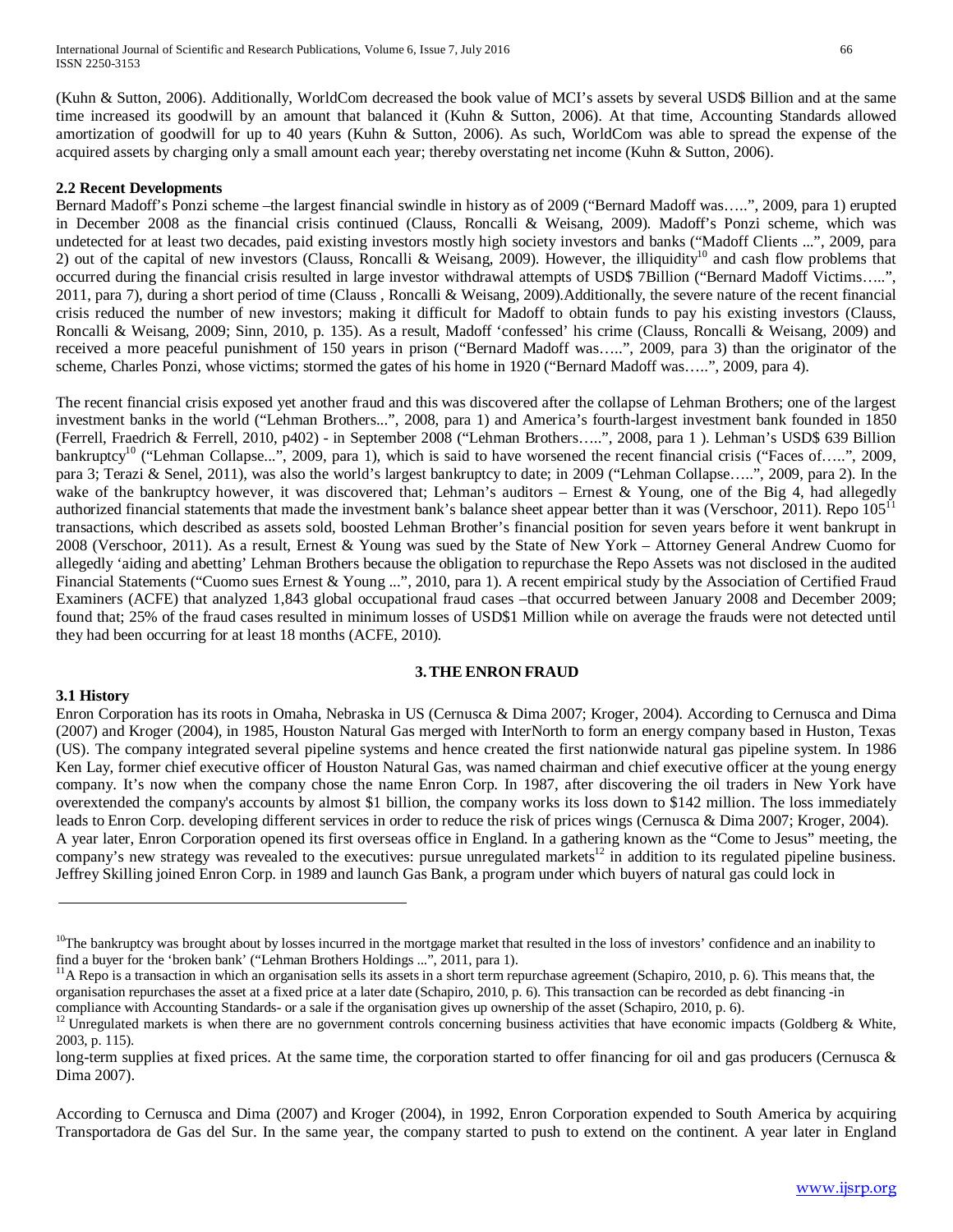(Kuhn & Sutton, 2006). Additionally, WorldCom decreased the book value of MCI's assets by several USD$ Billion and at the same time increased its goodwill by an amount that balanced it (Kuhn & Sutton, 2006). At that time, Accounting Standards allowed amortization of goodwill for up to 40 years (Kuhn & Sutton, 2006). As such, WorldCom was able to spread the expense of the acquired assets by charging only a small amount each year; thereby overstating net income (Kuhn & Sutton, 2006).

### 2.2 Recent Developments

Bernard Madoff's Ponzi scheme –the largest financial swindle in history as of 2009 ("Bernard Madoff was…..", 2009, para 1) erupted in December 2008 as the financial crisis continued (Clauss, Roncalli & Weisang, 2009). Madoff's Ponzi scheme, which was undetected for at least two decades, paid existing investors mostly high society investors and banks ("Madoff Clients ...", 2009, para 2) out of the capital of new investors (Clauss, Roncalli & Weisang, 2009). However, the illiquidity[10] and cash flow problems that occurred during the financial crisis resulted in large investor withdrawal attempts of USD$ 7Billion ("Bernard Madoff Victims…..", 2011, para 7), during a short period of time (Clauss , Roncalli & Weisang, 2009).Additionally, the severe nature of the recent financial crisis reduced the number of new investors; making it difficult for Madoff to obtain funds to pay his existing investors (Clauss, Roncalli & Weisang, 2009; Sinn, 2010, p. 135). As a result, Madoff 'confessed' his crime (Clauss, Roncalli & Weisang, 2009) and received a more peaceful punishment of 150 years in prison ("Bernard Madoff was…..", 2009, para 3) than the originator of the scheme, Charles Ponzi, whose victims; stormed the gates of his home in 1920 ("Bernard Madoff was…..", 2009, para 4).

The recent financial crisis exposed yet another fraud and this was discovered after the collapse of Lehman Brothers; one of the largest investment banks in the world ("Lehman Brothers...", 2008, para 1) and America's fourth-largest investment bank founded in 1850 (Ferrell, Fraedrich & Ferrell, 2010, p402) - in September 2008 ("Lehman Brothers…..", 2008, para 1 ). Lehman's USD$ 639 Billion bankruptcy[10] ("Lehman Collapse...", 2009, para 1), which is said to have worsened the recent financial crisis ("Faces of…..", 2009, para 3; Terazi & Senel, 2011), was also the world's largest bankruptcy to date; in 2009 ("Lehman Collapse…..", 2009, para 2). In the wake of the bankruptcy however, it was discovered that; Lehman's auditors – Ernest & Young, one of the Big 4, had allegedly authorized financial statements that made the investment bank's balance sheet appear better than it was (Verschoor, 2011). Repo 105[11] transactions, which described as assets sold, boosted Lehman Brother's financial position for seven years before it went bankrupt in 2008 (Verschoor, 2011). As a result, Ernest & Young was sued by the State of New York – Attorney General Andrew Cuomo for allegedly 'aiding and abetting' Lehman Brothers because the obligation to repurchase the Repo Assets was not disclosed in the audited Financial Statements ("Cuomo sues Ernest & Young ...", 2010, para 1). A recent empirical study by the Association of Certified Fraud Examiners (ACFE) that analyzed 1,843 global occupational fraud cases –that occurred between January 2008 and December 2009; found that; 25% of the fraud cases resulted in minimum losses of USD$1 Million while on average the frauds were not detected until they had been occurring for at least 18 months (ACFE, 2010).

## 3. THE ENRON FRAUD

### 3.1 History

Enron Corporation has its roots in Omaha, Nebraska in US (Cernusca & Dima 2007; Kroger, 2004). According to Cernusca and Dima (2007) and Kroger (2004), in 1985, Houston Natural Gas merged with InterNorth to form an energy company based in Huston, Texas (US). The company integrated several pipeline systems and hence created the first nationwide natural gas pipeline system. In 1986 Ken Lay, former chief executive officer of Houston Natural Gas, was named chairman and chief executive officer at the young energy company. It's now when the company chose the name Enron Corp. In 1987, after discovering the oil traders in New York have overextended the company's accounts by almost $1 billion, the company works its loss down to $142 million. The loss immediately leads to Enron Corp. developing different services in order to reduce the risk of prices wings (Cernusca & Dima 2007; Kroger, 2004).
A year later, Enron Corporation opened its first overseas office in England. In a gathering known as the "Come to Jesus" meeting, the company's new strategy was revealed to the executives: pursue unregulated markets[12] in addition to its regulated pipeline business. Jeffrey Skilling joined Enron Corp. in 1989 and launch Gas Bank, a program under which buyers of natural gas could lock in long-term supplies at fixed prices. At the same time, the corporation started to offer financing for oil and gas producers (Cernusca & Dima 2007).

According to Cernusca and Dima (2007) and Kroger (2004), in 1992, Enron Corporation expended to South America by acquiring Transportadora de Gas del Sur. In the same year, the company started to push to extend on the continent. A year later in England

---

[10] The bankruptcy was brought about by losses incurred in the mortgage market that resulted in the loss of investors' confidence and an inability to find a buyer for the 'broken bank' ("Lehman Brothers Holdings ...", 2011, para 1).

[11] A Repo is a transaction in which an organisation sells its assets in a short term repurchase agreement (Schapiro, 2010, p. 6). This means that, the organisation repurchases the asset at a fixed price at a later date (Schapiro, 2010, p. 6). This transaction can be recorded as debt financing -in compliance with Accounting Standards- or a sale if the organisation gives up ownership of the asset (Schapiro, 2010, p. 6).

[12] Unregulated markets is when there are no government controls concerning business activities that have economic impacts (Goldberg & White, 2003, p. 115).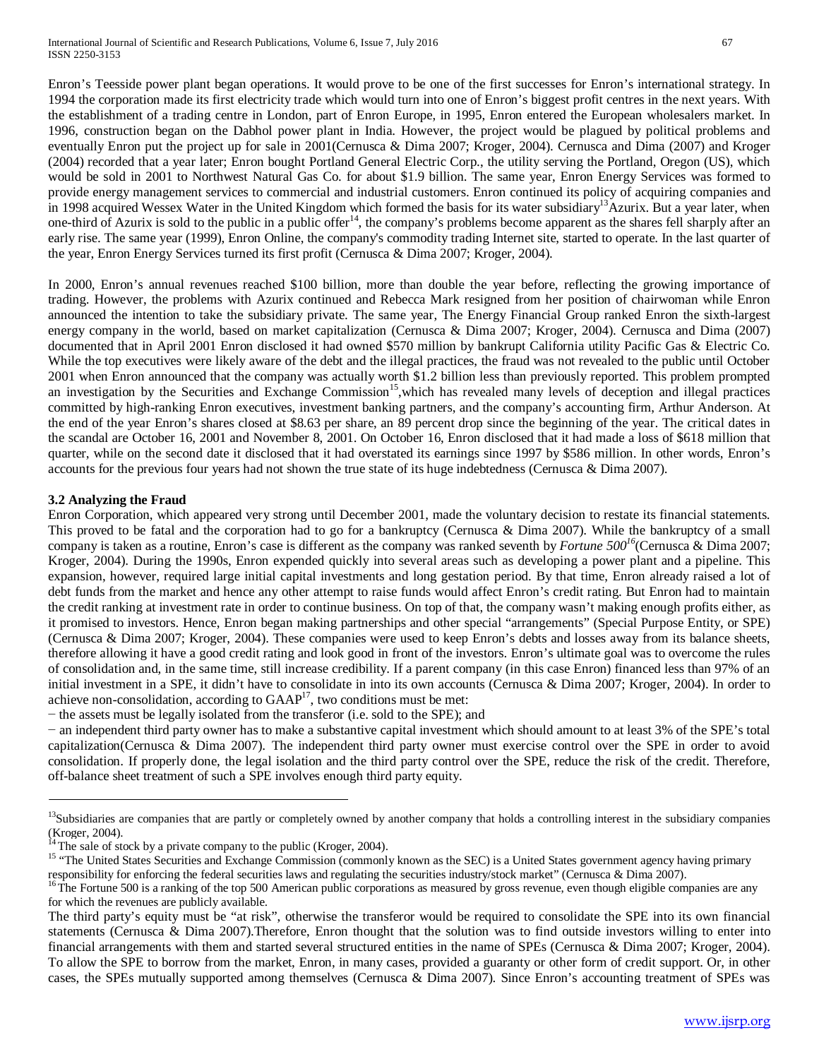Enron's Teesside power plant began operations. It would prove to be one of the first successes for Enron's international strategy. In 1994 the corporation made its first electricity trade which would turn into one of Enron's biggest profit centres in the next years. With the establishment of a trading centre in London, part of Enron Europe, in 1995, Enron entered the European wholesalers market. In 1996, construction began on the Dabhol power plant in India. However, the project would be plagued by political problems and eventually Enron put the project up for sale in 2001(Cernusca & Dima 2007; Kroger, 2004). Cernusca and Dima (2007) and Kroger (2004) recorded that a year later; Enron bought Portland General Electric Corp., the utility serving the Portland, Oregon (US), which would be sold in 2001 to Northwest Natural Gas Co. for about $1.9 billion. The same year, Enron Energy Services was formed to provide energy management services to commercial and industrial customers. Enron continued its policy of acquiring companies and in 1998 acquired Wessex Water in the United Kingdom which formed the basis for its water subsidiary[13]Azurix. But a year later, when one-third of Azurix is sold to the public in a public offer[14], the company's problems become apparent as the shares fell sharply after an early rise. The same year (1999), Enron Online, the company's commodity trading Internet site, started to operate. In the last quarter of the year, Enron Energy Services turned its first profit (Cernusca & Dima 2007; Kroger, 2004).

In 2000, Enron's annual revenues reached $100 billion, more than double the year before, reflecting the growing importance of trading. However, the problems with Azurix continued and Rebecca Mark resigned from her position of chairwoman while Enron announced the intention to take the subsidiary private. The same year, The Energy Financial Group ranked Enron the sixth-largest energy company in the world, based on market capitalization (Cernusca & Dima 2007; Kroger, 2004). Cernusca and Dima (2007) documented that in April 2001 Enron disclosed it had owned $570 million by bankrupt California utility Pacific Gas & Electric Co. While the top executives were likely aware of the debt and the illegal practices, the fraud was not revealed to the public until October 2001 when Enron announced that the company was actually worth $1.2 billion less than previously reported. This problem prompted an investigation by the Securities and Exchange Commission[15],which has revealed many levels of deception and illegal practices committed by high-ranking Enron executives, investment banking partners, and the company's accounting firm, Arthur Anderson. At the end of the year Enron's shares closed at $8.63 per share, an 89 percent drop since the beginning of the year. The critical dates in the scandal are October 16, 2001 and November 8, 2001. On October 16, Enron disclosed that it had made a loss of $618 million that quarter, while on the second date it disclosed that it had overstated its earnings since 1997 by $586 million. In other words, Enron's accounts for the previous four years had not shown the true state of its huge indebtedness (Cernusca & Dima 2007).

### 3.2 Analyzing the Fraud

Enron Corporation, which appeared very strong until December 2001, made the voluntary decision to restate its financial statements. This proved to be fatal and the corporation had to go for a bankruptcy (Cernusca & Dima 2007). While the bankruptcy of a small company is taken as a routine, Enron's case is different as the company was ranked seventh by *Fortune 500*[16](Cernusca & Dima 2007; Kroger, 2004). During the 1990s, Enron expended quickly into several areas such as developing a power plant and a pipeline. This expansion, however, required large initial capital investments and long gestation period. By that time, Enron already raised a lot of debt funds from the market and hence any other attempt to raise funds would affect Enron's credit rating. But Enron had to maintain the credit ranking at investment rate in order to continue business. On top of that, the company wasn't making enough profits either, as it promised to investors. Hence, Enron began making partnerships and other special "arrangements" (Special Purpose Entity, or SPE) (Cernusca & Dima 2007; Kroger, 2004). These companies were used to keep Enron's debts and losses away from its balance sheets, therefore allowing it have a good credit rating and look good in front of the investors. Enron's ultimate goal was to overcome the rules of consolidation and, in the same time, still increase credibility. If a parent company (in this case Enron) financed less than 97% of an initial investment in a SPE, it didn't have to consolidate in into its own accounts (Cernusca & Dima 2007; Kroger, 2004). In order to achieve non-consolidation, according to GAAP[17], two conditions must be met:

− the assets must be legally isolated from the transferor (i.e. sold to the SPE); and

− an independent third party owner has to make a substantive capital investment which should amount to at least 3% of the SPE's total capitalization(Cernusca & Dima 2007). The independent third party owner must exercise control over the SPE in order to avoid consolidation. If properly done, the legal isolation and the third party control over the SPE, reduce the risk of the credit. Therefore, off-balance sheet treatment of such a SPE involves enough third party equity.

The third party's equity must be "at risk", otherwise the transferor would be required to consolidate the SPE into its own financial statements (Cernusca & Dima 2007).Therefore, Enron thought that the solution was to find outside investors willing to enter into financial arrangements with them and started several structured entities in the name of SPEs (Cernusca & Dima 2007; Kroger, 2004). To allow the SPE to borrow from the market, Enron, in many cases, provided a guaranty or other form of credit support. Or, in other cases, the SPEs mutually supported among themselves (Cernusca & Dima 2007). Since Enron's accounting treatment of SPEs was

---

[13]Subsidiaries are companies that are partly or completely owned by another company that holds a controlling interest in the subsidiary companies (Kroger, 2004).

[14] The sale of stock by a private company to the public (Kroger, 2004).

[15] "The United States Securities and Exchange Commission (commonly known as the SEC) is a United States government agency having primary responsibility for enforcing the federal securities laws and regulating the securities industry/stock market" (Cernusca & Dima 2007).

[16] The Fortune 500 is a ranking of the top 500 American public corporations as measured by gross revenue, even though eligible companies are any for which the revenues are publicly available.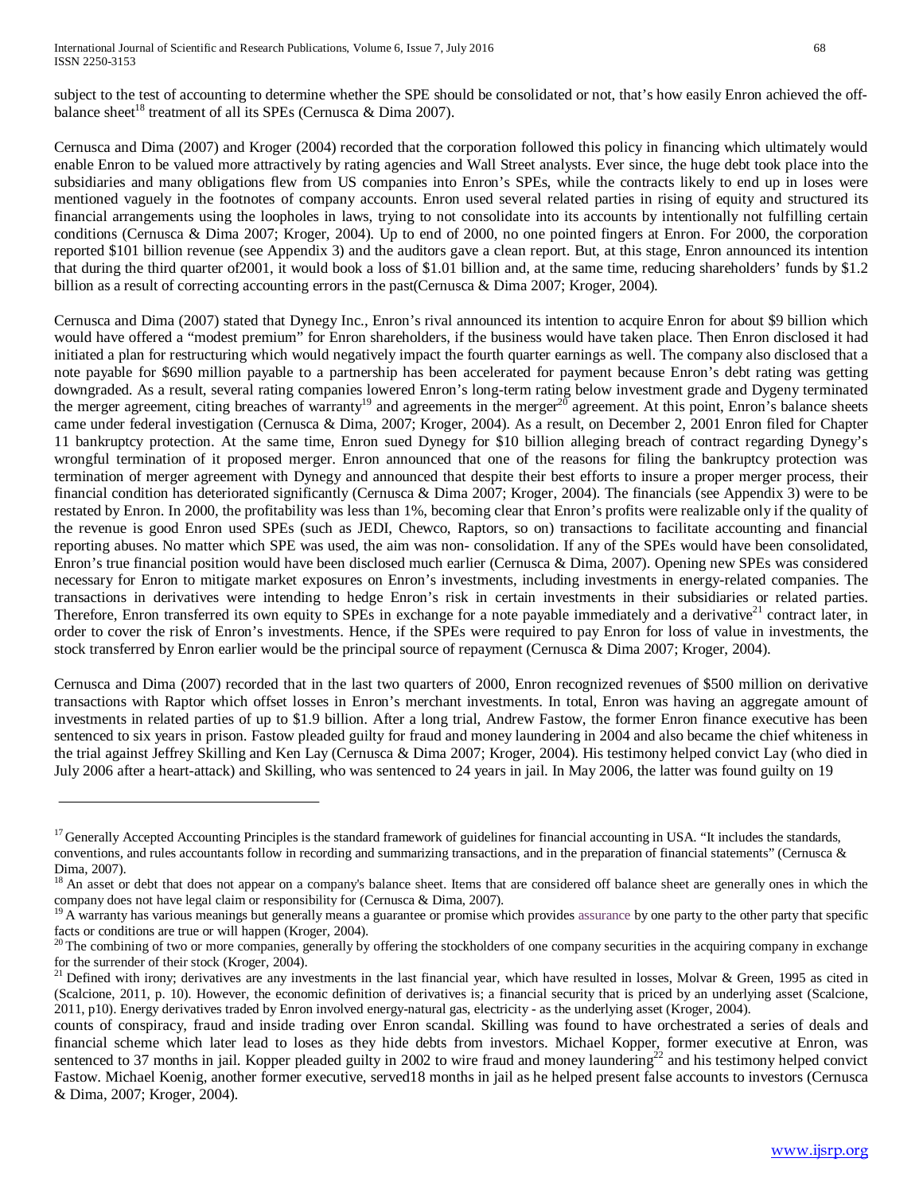subject to the test of accounting to determine whether the SPE should be consolidated or not, that's how easily Enron achieved the off-balance sheet[18] treatment of all its SPEs (Cernusca & Dima 2007).

Cernusca and Dima (2007) and Kroger (2004) recorded that the corporation followed this policy in financing which ultimately would enable Enron to be valued more attractively by rating agencies and Wall Street analysts. Ever since, the huge debt took place into the subsidiaries and many obligations flew from US companies into Enron's SPEs, while the contracts likely to end up in loses were mentioned vaguely in the footnotes of company accounts. Enron used several related parties in rising of equity and structured its financial arrangements using the loopholes in laws, trying to not consolidate into its accounts by intentionally not fulfilling certain conditions (Cernusca & Dima 2007; Kroger, 2004). Up to end of 2000, no one pointed fingers at Enron. For 2000, the corporation reported $101 billion revenue (see Appendix 3) and the auditors gave a clean report. But, at this stage, Enron announced its intention that during the third quarter of2001, it would book a loss of $1.01 billion and, at the same time, reducing shareholders' funds by $1.2 billion as a result of correcting accounting errors in the past(Cernusca & Dima 2007; Kroger, 2004).

Cernusca and Dima (2007) stated that Dynegy Inc., Enron's rival announced its intention to acquire Enron for about $9 billion which would have offered a "modest premium" for Enron shareholders, if the business would have taken place. Then Enron disclosed it had initiated a plan for restructuring which would negatively impact the fourth quarter earnings as well. The company also disclosed that a note payable for $690 million payable to a partnership has been accelerated for payment because Enron's debt rating was getting downgraded. As a result, several rating companies lowered Enron's long-term rating below investment grade and Dygeny terminated the merger agreement, citing breaches of warranty[19] and agreements in the merger[20] agreement. At this point, Enron's balance sheets came under federal investigation (Cernusca & Dima, 2007; Kroger, 2004). As a result, on December 2, 2001 Enron filed for Chapter 11 bankruptcy protection. At the same time, Enron sued Dynegy for $10 billion alleging breach of contract regarding Dynegy's wrongful termination of it proposed merger. Enron announced that one of the reasons for filing the bankruptcy protection was termination of merger agreement with Dynegy and announced that despite their best efforts to insure a proper merger process, their financial condition has deteriorated significantly (Cernusca & Dima 2007; Kroger, 2004). The financials (see Appendix 3) were to be restated by Enron. In 2000, the profitability was less than 1%, becoming clear that Enron's profits were realizable only if the quality of the revenue is good Enron used SPEs (such as JEDI, Chewco, Raptors, so on) transactions to facilitate accounting and financial reporting abuses. No matter which SPE was used, the aim was non- consolidation. If any of the SPEs would have been consolidated, Enron's true financial position would have been disclosed much earlier (Cernusca & Dima, 2007). Opening new SPEs was considered necessary for Enron to mitigate market exposures on Enron's investments, including investments in energy-related companies. The transactions in derivatives were intending to hedge Enron's risk in certain investments in their subsidiaries or related parties. Therefore, Enron transferred its own equity to SPEs in exchange for a note payable immediately and a derivative[21] contract later, in order to cover the risk of Enron's investments. Hence, if the SPEs were required to pay Enron for loss of value in investments, the stock transferred by Enron earlier would be the principal source of repayment (Cernusca & Dima 2007; Kroger, 2004).

Cernusca and Dima (2007) recorded that in the last two quarters of 2000, Enron recognized revenues of $500 million on derivative transactions with Raptor which offset losses in Enron's merchant investments. In total, Enron was having an aggregate amount of investments in related parties of up to $1.9 billion. After a long trial, Andrew Fastow, the former Enron finance executive has been sentenced to six years in prison. Fastow pleaded guilty for fraud and money laundering in 2004 and also became the chief whiteness in the trial against Jeffrey Skilling and Ken Lay (Cernusca & Dima 2007; Kroger, 2004). His testimony helped convict Lay (who died in July 2006 after a heart-attack) and Skilling, who was sentenced to 24 years in jail. In May 2006, the latter was found guilty on 19 counts of conspiracy, fraud and inside trading over Enron scandal. Skilling was found to have orchestrated a series of deals and financial scheme which later lead to loses as they hide debts from investors. Michael Kopper, former executive at Enron, was sentenced to 37 months in jail. Kopper pleaded guilty in 2002 to wire fraud and money laundering[22] and his testimony helped convict Fastow. Michael Koenig, another former executive, served18 months in jail as he helped present false accounts to investors (Cernusca & Dima, 2007; Kroger, 2004).

---

[17] Generally Accepted Accounting Principles is the standard framework of guidelines for financial accounting in USA. "It includes the standards, conventions, and rules accountants follow in recording and summarizing transactions, and in the preparation of financial statements" (Cernusca & Dima, 2007).

[18] An asset or debt that does not appear on a company's balance sheet. Items that are considered off balance sheet are generally ones in which the company does not have legal claim or responsibility for (Cernusca & Dima, 2007).

[19] A warranty has various meanings but generally means a guarantee or promise which provides assurance by one party to the other party that specific facts or conditions are true or will happen (Kroger, 2004).

[20] The combining of two or more companies, generally by offering the stockholders of one company securities in the acquiring company in exchange for the surrender of their stock (Kroger, 2004).

[21] Defined with irony; derivatives are any investments in the last financial year, which have resulted in losses, Molvar & Green, 1995 as cited in (Scalcione, 2011, p. 10). However, the economic definition of derivatives is; a financial security that is priced by an underlying asset (Scalcione, 2011, p10). Energy derivatives traded by Enron involved energy-natural gas, electricity - as the underlying asset (Kroger, 2004).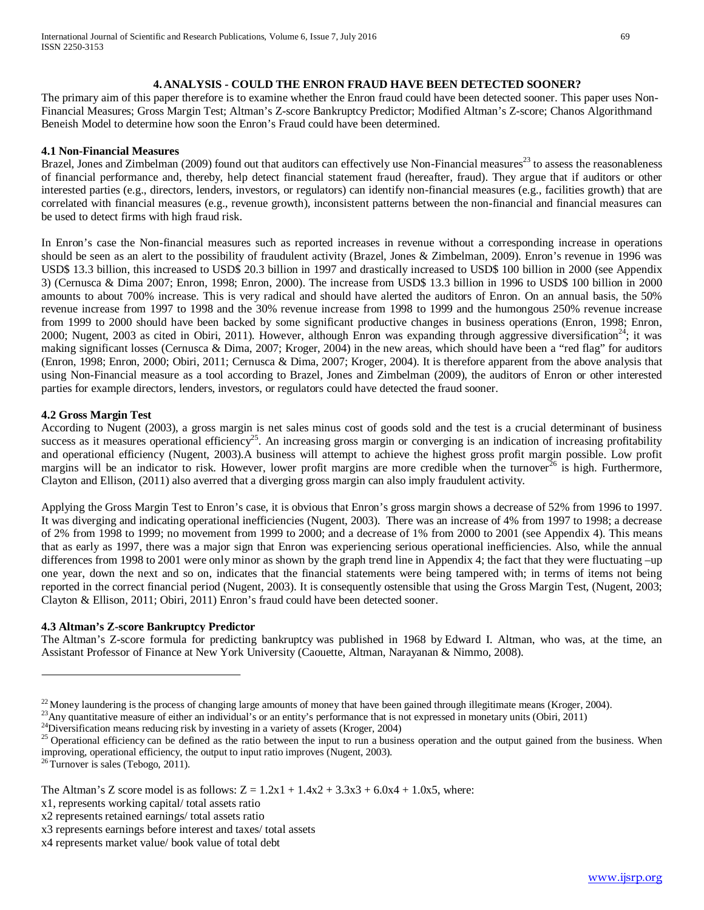## 4. ANALYSIS - COULD THE ENRON FRAUD HAVE BEEN DETECTED SOONER?

The primary aim of this paper therefore is to examine whether the Enron fraud could have been detected sooner. This paper uses Non-Financial Measures; Gross Margin Test; Altman's Z-score Bankruptcy Predictor; Modified Altman's Z-score; Chanos Algorithmand Beneish Model to determine how soon the Enron's Fraud could have been determined.

### 4.1 Non-Financial Measures

Brazel, Jones and Zimbelman (2009) found out that auditors can effectively use Non-Financial measures[23] to assess the reasonableness of financial performance and, thereby, help detect financial statement fraud (hereafter, fraud). They argue that if auditors or other interested parties (e.g., directors, lenders, investors, or regulators) can identify non-financial measures (e.g., facilities growth) that are correlated with financial measures (e.g., revenue growth), inconsistent patterns between the non-financial and financial measures can be used to detect firms with high fraud risk.

In Enron's case the Non-financial measures such as reported increases in revenue without a corresponding increase in operations should be seen as an alert to the possibility of fraudulent activity (Brazel, Jones & Zimbelman, 2009). Enron's revenue in 1996 was USD$ 13.3 billion, this increased to USD$ 20.3 billion in 1997 and drastically increased to USD$ 100 billion in 2000 (see Appendix 3) (Cernusca & Dima 2007; Enron, 1998; Enron, 2000). The increase from USD$ 13.3 billion in 1996 to USD$ 100 billion in 2000 amounts to about 700% increase. This is very radical and should have alerted the auditors of Enron. On an annual basis, the 50% revenue increase from 1997 to 1998 and the 30% revenue increase from 1998 to 1999 and the humongous 250% revenue increase from 1999 to 2000 should have been backed by some significant productive changes in business operations (Enron, 1998; Enron, 2000; Nugent, 2003 as cited in Obiri, 2011). However, although Enron was expanding through aggressive diversification[24]; it was making significant losses (Cernusca & Dima, 2007; Kroger, 2004) in the new areas, which should have been a "red flag" for auditors (Enron, 1998; Enron, 2000; Obiri, 2011; Cernusca & Dima, 2007; Kroger, 2004). It is therefore apparent from the above analysis that using Non-Financial measure as a tool according to Brazel, Jones and Zimbelman (2009), the auditors of Enron or other interested parties for example directors, lenders, investors, or regulators could have detected the fraud sooner.

### 4.2 Gross Margin Test

According to Nugent (2003), a gross margin is net sales minus cost of goods sold and the test is a crucial determinant of business success as it measures operational efficiency[25]. An increasing gross margin or converging is an indication of increasing profitability and operational efficiency (Nugent, 2003).A business will attempt to achieve the highest gross profit margin possible. Low profit margins will be an indicator to risk. However, lower profit margins are more credible when the turnover[26] is high. Furthermore, Clayton and Ellison, (2011) also averred that a diverging gross margin can also imply fraudulent activity.

Applying the Gross Margin Test to Enron's case, it is obvious that Enron's gross margin shows a decrease of 52% from 1996 to 1997. It was diverging and indicating operational inefficiencies (Nugent, 2003). There was an increase of 4% from 1997 to 1998; a decrease of 2% from 1998 to 1999; no movement from 1999 to 2000; and a decrease of 1% from 2000 to 2001 (see Appendix 4). This means that as early as 1997, there was a major sign that Enron was experiencing serious operational inefficiencies. Also, while the annual differences from 1998 to 2001 were only minor as shown by the graph trend line in Appendix 4; the fact that they were fluctuating –up one year, down the next and so on, indicates that the financial statements were being tampered with; in terms of items not being reported in the correct financial period (Nugent, 2003). It is consequently ostensible that using the Gross Margin Test, (Nugent, 2003; Clayton & Ellison, 2011; Obiri, 2011) Enron's fraud could have been detected sooner.

### 4.3 Altman's Z-score Bankruptcy Predictor

The Altman's Z-score formula for predicting bankruptcy was published in 1968 by Edward I. Altman, who was, at the time, an Assistant Professor of Finance at New York University (Caouette, Altman, Narayanan & Nimmo, 2008).

---

[22] Money laundering is the process of changing large amounts of money that have been gained through illegitimate means (Kroger, 2004).
[23] Any quantitative measure of either an individual's or an entity's performance that is not expressed in monetary units (Obiri, 2011)
[24] Diversification means reducing risk by investing in a variety of assets (Kroger, 2004)
[25] Operational efficiency can be defined as the ratio between the input to run a business operation and the output gained from the business. When improving, operational efficiency, the output to input ratio improves (Nugent, 2003).
[26] Turnover is sales (Tebogo, 2011).

---

The Altman's Z score model is as follows: $Z = 1.2x1 + 1.4x2 + 3.3x3 + 6.0x4 + 1.0x5$, where:

x1, represents working capital/ total assets ratio
x2 represents retained earnings/ total assets ratio
x3 represents earnings before interest and taxes/ total assets
x4 represents market value/ book value of total debt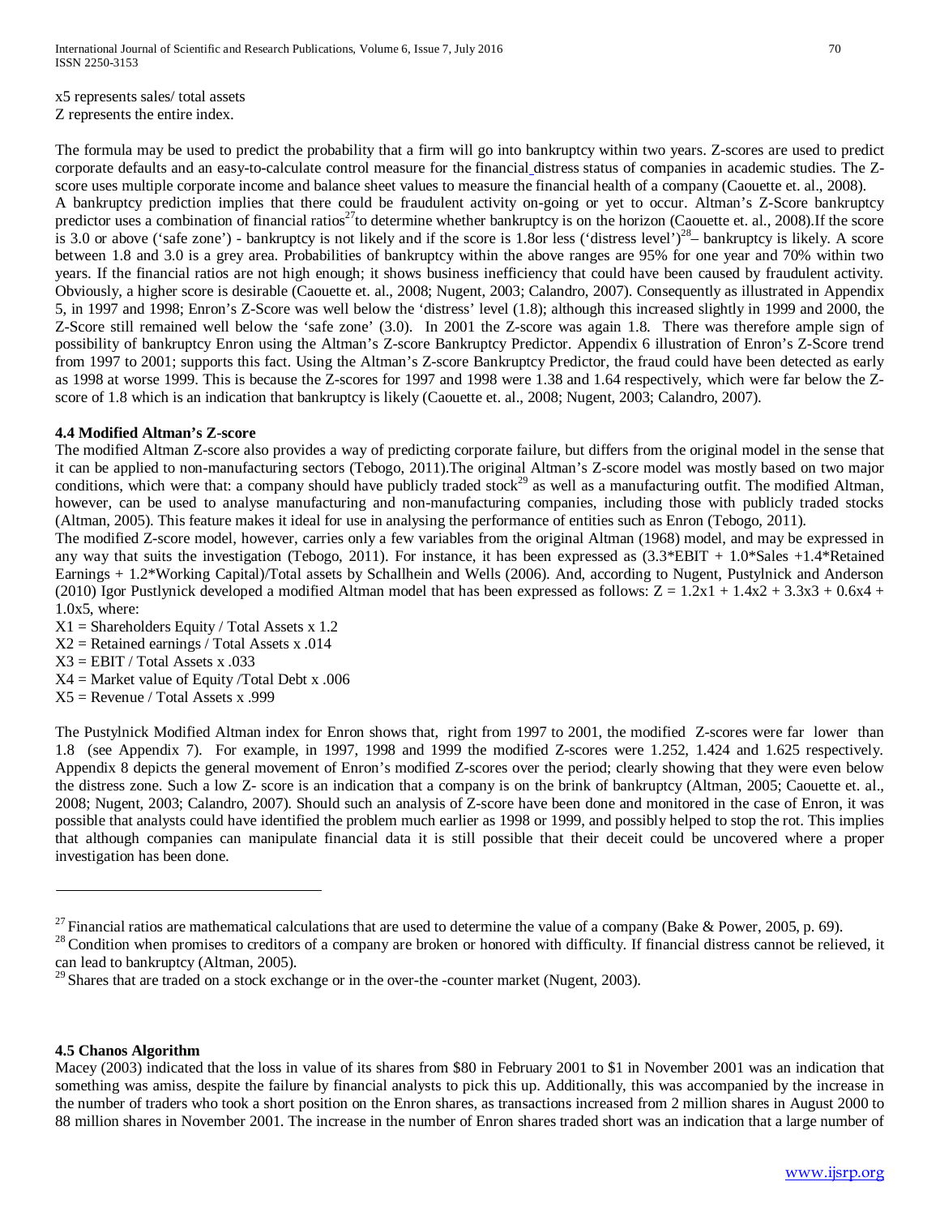x5 represents sales/ total assets
Z represents the entire index.

The formula may be used to predict the probability that a firm will go into bankruptcy within two years. Z-scores are used to predict corporate defaults and an easy-to-calculate control measure for the financial distress status of companies in academic studies. The Z-score uses multiple corporate income and balance sheet values to measure the financial health of a company (Caouette et. al., 2008).
A bankruptcy prediction implies that there could be fraudulent activity on-going or yet to occur. Altman's Z-Score bankruptcy predictor uses a combination of financial ratios[27] to determine whether bankruptcy is on the horizon (Caouette et. al., 2008).If the score is 3.0 or above ('safe zone') - bankruptcy is not likely and if the score is 1.8or less ('distress level')[28] – bankruptcy is likely. A score between 1.8 and 3.0 is a grey area. Probabilities of bankruptcy within the above ranges are 95% for one year and 70% within two years. If the financial ratios are not high enough; it shows business inefficiency that could have been caused by fraudulent activity. Obviously, a higher score is desirable (Caouette et. al., 2008; Nugent, 2003; Calandro, 2007). Consequently as illustrated in Appendix 5, in 1997 and 1998; Enron's Z-Score was well below the 'distress' level (1.8); although this increased slightly in 1999 and 2000, the Z-Score still remained well below the 'safe zone' (3.0). In 2001 the Z-score was again 1.8. There was therefore ample sign of possibility of bankruptcy Enron using the Altman's Z-score Bankruptcy Predictor. Appendix 6 illustration of Enron's Z-Score trend from 1997 to 2001; supports this fact. Using the Altman's Z-score Bankruptcy Predictor, the fraud could have been detected as early as 1998 at worse 1999. This is because the Z-scores for 1997 and 1998 were 1.38 and 1.64 respectively, which were far below the Z-score of 1.8 which is an indication that bankruptcy is likely (Caouette et. al., 2008; Nugent, 2003; Calandro, 2007).

### 4.4 Modified Altman's Z-score

The modified Altman Z-score also provides a way of predicting corporate failure, but differs from the original model in the sense that it can be applied to non-manufacturing sectors (Tebogo, 2011).The original Altman's Z-score model was mostly based on two major conditions, which were that: a company should have publicly traded stock[29] as well as a manufacturing outfit. The modified Altman, however, can be used to analyse manufacturing and non-manufacturing companies, including those with publicly traded stocks (Altman, 2005). This feature makes it ideal for use in analysing the performance of entities such as Enron (Tebogo, 2011).
The modified Z-score model, however, carries only a few variables from the original Altman (1968) model, and may be expressed in any way that suits the investigation (Tebogo, 2011). For instance, it has been expressed as (3.3*EBIT + 1.0*Sales +1.4*Retained Earnings + 1.2*Working Capital)/Total assets by Schallhein and Wells (2006). And, according to Nugent, Pustylnick and Anderson (2010) Igor Pustlynick developed a modified Altman model that has been expressed as follows: $Z = 1.2x1 + 1.4x2 + 3.3x3 + 0.6x4 + 1.0x5$, where:

- X1 = Shareholders Equity / Total Assets x 1.2
- X2 = Retained earnings / Total Assets x .014
- X3 = EBIT / Total Assets x .033
- X4 = Market value of Equity /Total Debt x .006
- X5 = Revenue / Total Assets x .999

The Pustylnick Modified Altman index for Enron shows that, right from 1997 to 2001, the modified Z-scores were far lower than 1.8 (see Appendix 7). For example, in 1997, 1998 and 1999 the modified Z-scores were 1.252, 1.424 and 1.625 respectively. Appendix 8 depicts the general movement of Enron's modified Z-scores over the period; clearly showing that they were even below the distress zone. Such a low Z- score is an indication that a company is on the brink of bankruptcy (Altman, 2005; Caouette et. al., 2008; Nugent, 2003; Calandro, 2007). Should such an analysis of Z-score have been done and monitored in the case of Enron, it was possible that analysts could have identified the problem much earlier as 1998 or 1999, and possibly helped to stop the rot. This implies that although companies can manipulate financial data it is still possible that their deceit could be uncovered where a proper investigation has been done.

---

[27] Financial ratios are mathematical calculations that are used to determine the value of a company (Bake & Power, 2005, p. 69).
[28] Condition when promises to creditors of a company are broken or honored with difficulty. If financial distress cannot be relieved, it can lead to bankruptcy (Altman, 2005).
[29] Shares that are traded on a stock exchange or in the over-the -counter market (Nugent, 2003).

### 4.5 Chanos Algorithm

Macey (2003) indicated that the loss in value of its shares from \$80 in February 2001 to \$1 in November 2001 was an indication that something was amiss, despite the failure by financial analysts to pick this up. Additionally, this was accompanied by the increase in the number of traders who took a short position on the Enron shares, as transactions increased from 2 million shares in August 2000 to 88 million shares in November 2001. The increase in the number of Enron shares traded short was an indication that a large number of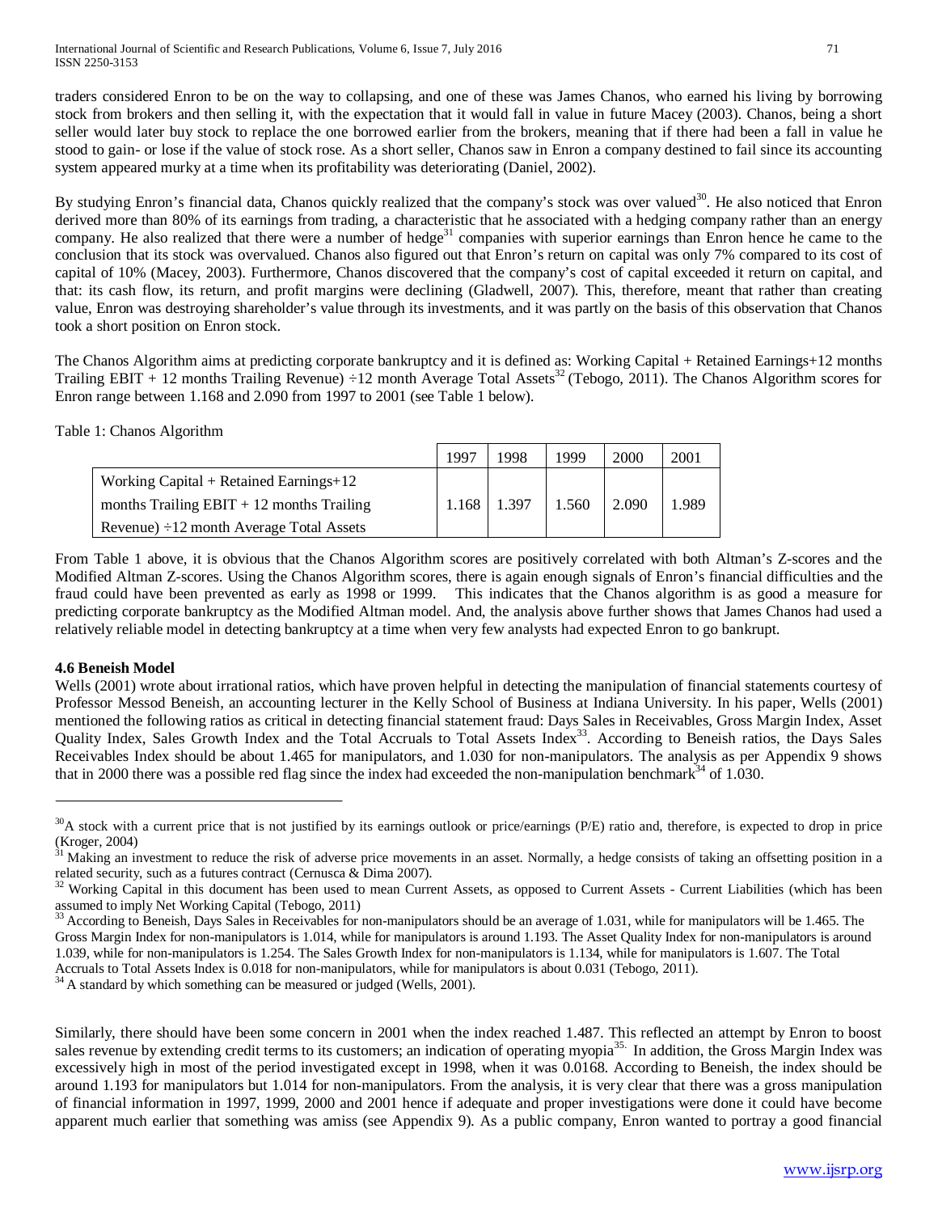traders considered Enron to be on the way to collapsing, and one of these was James Chanos, who earned his living by borrowing stock from brokers and then selling it, with the expectation that it would fall in value in future Macey (2003). Chanos, being a short seller would later buy stock to replace the one borrowed earlier from the brokers, meaning that if there had been a fall in value he stood to gain- or lose if the value of stock rose. As a short seller, Chanos saw in Enron a company destined to fail since its accounting system appeared murky at a time when its profitability was deteriorating (Daniel, 2002).

By studying Enron's financial data, Chanos quickly realized that the company's stock was over valued[30]. He also noticed that Enron derived more than 80% of its earnings from trading, a characteristic that he associated with a hedging company rather than an energy company. He also realized that there were a number of hedge[31] companies with superior earnings than Enron hence he came to the conclusion that its stock was overvalued. Chanos also figured out that Enron's return on capital was only 7% compared to its cost of capital of 10% (Macey, 2003). Furthermore, Chanos discovered that the company's cost of capital exceeded it return on capital, and that: its cash flow, its return, and profit margins were declining (Gladwell, 2007). This, therefore, meant that rather than creating value, Enron was destroying shareholder's value through its investments, and it was partly on the basis of this observation that Chanos took a short position on Enron stock.

The Chanos Algorithm aims at predicting corporate bankruptcy and it is defined as: Working Capital + Retained Earnings+12 months Trailing EBIT + 12 months Trailing Revenue) ÷12 month Average Total Assets[32] (Tebogo, 2011). The Chanos Algorithm scores for Enron range between 1.168 and 2.090 from 1997 to 2001 (see Table 1 below).

Table 1: Chanos Algorithm

| | 1997 | 1998 | 1999 | 2000 | 2001 |
|---|---|---|---|---|---|
| Working Capital + Retained Earnings+12 months Trailing EBIT + 12 months Trailing Revenue) ÷12 month Average Total Assets | 1.168 | 1.397 | 1.560 | 2.090 | 1.989 |

From Table 1 above, it is obvious that the Chanos Algorithm scores are positively correlated with both Altman's Z-scores and the Modified Altman Z-scores. Using the Chanos Algorithm scores, there is again enough signals of Enron's financial difficulties and the fraud could have been prevented as early as 1998 or 1999. This indicates that the Chanos algorithm is as good a measure for predicting corporate bankruptcy as the Modified Altman model. And, the analysis above further shows that James Chanos had used a relatively reliable model in detecting bankruptcy at a time when very few analysts had expected Enron to go bankrupt.

**4.6 Beneish Model**

Wells (2001) wrote about irrational ratios, which have proven helpful in detecting the manipulation of financial statements courtesy of Professor Messod Beneish, an accounting lecturer in the Kelly School of Business at Indiana University. In his paper, Wells (2001) mentioned the following ratios as critical in detecting financial statement fraud: Days Sales in Receivables, Gross Margin Index, Asset Quality Index, Sales Growth Index and the Total Accruals to Total Assets Index[33]. According to Beneish ratios, the Days Sales Receivables Index should be about 1.465 for manipulators, and 1.030 for non-manipulators. The analysis as per Appendix 9 shows that in 2000 there was a possible red flag since the index had exceeded the non-manipulation benchmark[34] of 1.030.

---

[30] A stock with a current price that is not justified by its earnings outlook or price/earnings (P/E) ratio and, therefore, is expected to drop in price (Kroger, 2004)

[31] Making an investment to reduce the risk of adverse price movements in an asset. Normally, a hedge consists of taking an offsetting position in a related security, such as a futures contract (Cernusca & Dima 2007).

[32] Working Capital in this document has been used to mean Current Assets, as opposed to Current Assets - Current Liabilities (which has been assumed to imply Net Working Capital (Tebogo, 2011)

[33] According to Beneish, Days Sales in Receivables for non-manipulators should be an average of 1.031, while for manipulators will be 1.465. The Gross Margin Index for non-manipulators is 1.014, while for manipulators is around 1.193. The Asset Quality Index for non-manipulators is around 1.039, while for manipulators is 1.254. The Sales Growth Index for non-manipulators is 1.134, while for manipulators is 1.607. The Total Accruals to Total Assets Index is 0.018 for non-manipulators, while for manipulators is about 0.031 (Tebogo, 2011).

[34] A standard by which something can be measured or judged (Wells, 2001).

Similarly, there should have been some concern in 2001 when the index reached 1.487. This reflected an attempt by Enron to boost sales revenue by extending credit terms to its customers; an indication of operating myopia[35]. In addition, the Gross Margin Index was excessively high in most of the period investigated except in 1998, when it was 0.0168. According to Beneish, the index should be around 1.193 for manipulators but 1.014 for non-manipulators. From the analysis, it is very clear that there was a gross manipulation of financial information in 1997, 1999, 2000 and 2001 hence if adequate and proper investigations were done it could have become apparent much earlier that something was amiss (see Appendix 9). As a public company, Enron wanted to portray a good financial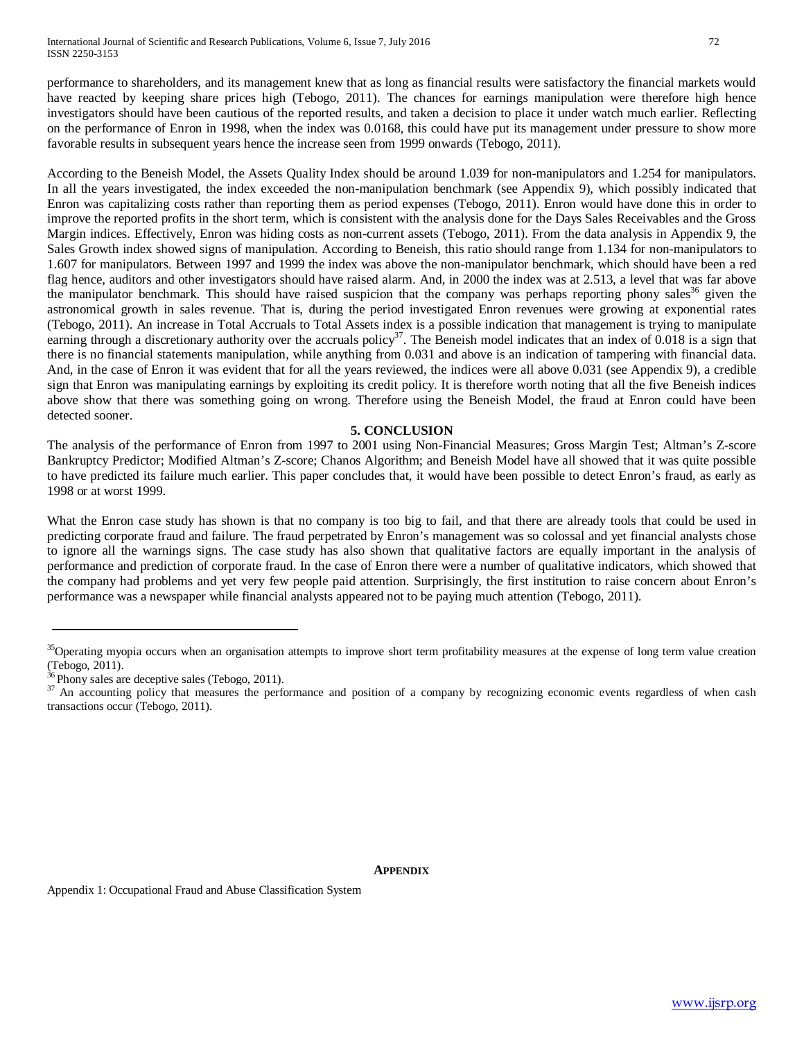performance to shareholders, and its management knew that as long as financial results were satisfactory the financial markets would have reacted by keeping share prices high (Tebogo, 2011). The chances for earnings manipulation were therefore high hence investigators should have been cautious of the reported results, and taken a decision to place it under watch much earlier. Reflecting on the performance of Enron in 1998, when the index was 0.0168, this could have put its management under pressure to show more favorable results in subsequent years hence the increase seen from 1999 onwards (Tebogo, 2011).

According to the Beneish Model, the Assets Quality Index should be around 1.039 for non-manipulators and 1.254 for manipulators. In all the years investigated, the index exceeded the non-manipulation benchmark (see Appendix 9), which possibly indicated that Enron was capitalizing costs rather than reporting them as period expenses (Tebogo, 2011). Enron would have done this in order to improve the reported profits in the short term, which is consistent with the analysis done for the Days Sales Receivables and the Gross Margin indices. Effectively, Enron was hiding costs as non-current assets (Tebogo, 2011). From the data analysis in Appendix 9, the Sales Growth index showed signs of manipulation. According to Beneish, this ratio should range from 1.134 for non-manipulators to 1.607 for manipulators. Between 1997 and 1999 the index was above the non-manipulator benchmark, which should have been a red flag hence, auditors and other investigators should have raised alarm. And, in 2000 the index was at 2.513, a level that was far above the manipulator benchmark. This should have raised suspicion that the company was perhaps reporting phony sales[36] given the astronomical growth in sales revenue. That is, during the period investigated Enron revenues were growing at exponential rates (Tebogo, 2011). An increase in Total Accruals to Total Assets index is a possible indication that management is trying to manipulate earning through a discretionary authority over the accruals policy[37]. The Beneish model indicates that an index of 0.018 is a sign that there is no financial statements manipulation, while anything from 0.031 and above is an indication of tampering with financial data. And, in the case of Enron it was evident that for all the years reviewed, the indices were all above 0.031 (see Appendix 9), a credible sign that Enron was manipulating earnings by exploiting its credit policy. It is therefore worth noting that all the five Beneish indices above show that there was something going on wrong. Therefore using the Beneish Model, the fraud at Enron could have been detected sooner.

## 5. CONCLUSION

The analysis of the performance of Enron from 1997 to 2001 using Non-Financial Measures; Gross Margin Test; Altman's Z-score Bankruptcy Predictor; Modified Altman's Z-score; Chanos Algorithm; and Beneish Model have all showed that it was quite possible to have predicted its failure much earlier. This paper concludes that, it would have been possible to detect Enron's fraud, as early as 1998 or at worst 1999.

What the Enron case study has shown is that no company is too big to fail, and that there are already tools that could be used in predicting corporate fraud and failure. The fraud perpetrated by Enron's management was so colossal and yet financial analysts chose to ignore all the warnings signs. The case study has also shown that qualitative factors are equally important in the analysis of performance and prediction of corporate fraud. In the case of Enron there were a number of qualitative indicators, which showed that the company had problems and yet very few people paid attention. Surprisingly, the first institution to raise concern about Enron's performance was a newspaper while financial analysts appeared not to be paying much attention (Tebogo, 2011).

---

[35] Operating myopia occurs when an organisation attempts to improve short term profitability measures at the expense of long term value creation (Tebogo, 2011).

[36] Phony sales are deceptive sales (Tebogo, 2011).

[37] An accounting policy that measures the performance and position of a company by recognizing economic events regardless of when cash transactions occur (Tebogo, 2011).

## APPENDIX

Appendix 1: Occupational Fraud and Abuse Classification System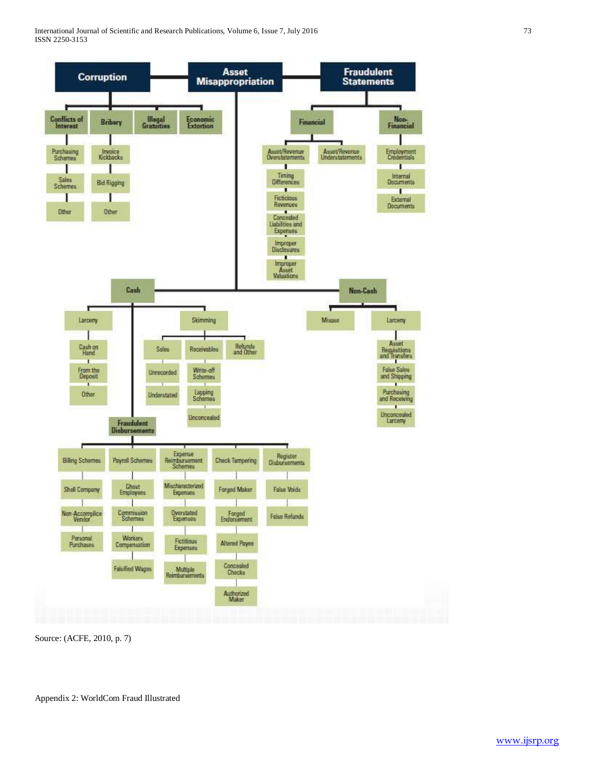- **Corruption**
  - Conflicts of Interest
    - Purchasing Schemes
    - Sales Schemes
    - Other
  - Bribery
    - Invoice Kickbacks
    - Bid Rigging
    - Other
  - Illegal Gratuities
  - Economic Extortion
- **Asset Misappropriation**
  - Cash
    - Larceny
      - Cash on Hand
      - From the Deposit
      - Other
    - Skimming
      - Sales
        - Unrecorded
        - Understated
      - Receivables
        - Write-off Schemes
        - Lapping Schemes
        - Unconcealed
      - Refunds and Other
    - Fraudulent Disbursements
      - Billing Schemes
        - Shell Company
        - Non-Accomplice Vendor
        - Personal Purchases
      - Payroll Schemes
        - Ghost Employees
        - Commission Schemes
        - Workers Compensation
        - Falsified Wages
      - Expense Reimbursement Schemes
        - Mischaracterized Expenses
        - Overstated Expenses
        - Fictitious Expenses
        - Multiple Reimbursements
      - Check Tampering
        - Forged Maker
        - Forged Endorsement
        - Altered Payee
        - Concealed Checks
        - Authorized Maker
      - Register Disbursements
        - False Voids
        - False Refunds
  - Non-Cash
    - Misuse
    - Larceny
      - Asset Requisitions and Transfers
      - False Sales and Shipping
      - Purchasing and Receiving
      - Unconcealed Larceny
- **Fraudulent Statements**
  - Financial
    - Asset/Revenue Overstatements
      - Timing Differences
      - Fictitious Revenues
      - Concealed Liabilities and Expenses
      - Improper Disclosures
      - Improper Asset Valuations
    - Asset/Revenue Understatements
  - Non-Financial
    - Employment Credentials
    - Internal Documents
    - External Documents

Source: (ACFE, 2010, p. 7)

Appendix 2: WorldCom Fraud Illustrated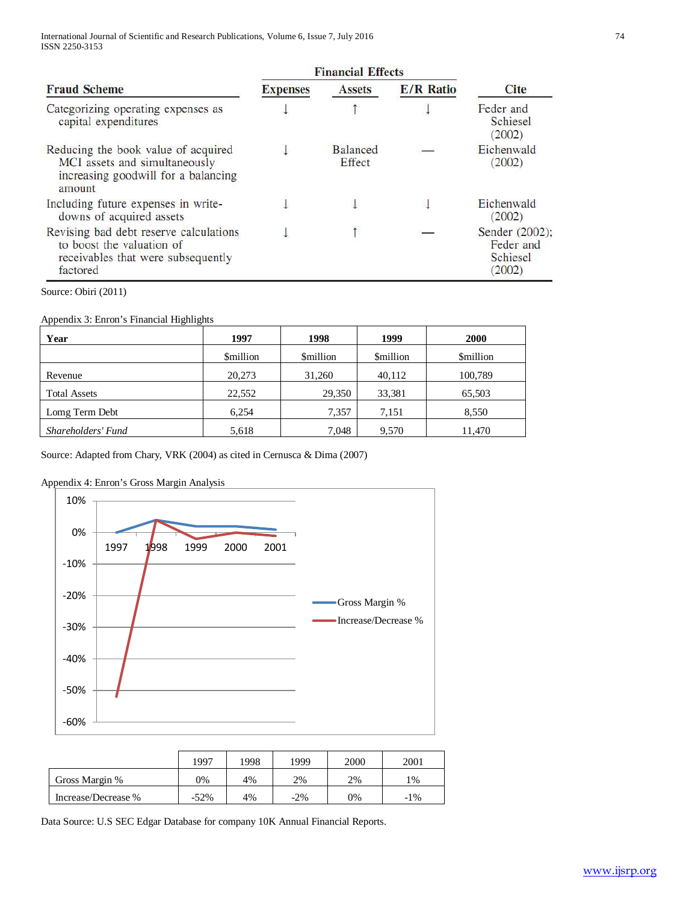| Fraud Scheme | Financial Effects | | | Cite |
|---|---|---|---|---|
| | Expenses | Assets | E/R Ratio | |
| Categorizing operating expenses as capital expenditures | ↓ | ↑ | ↓ | Feder and Schiesel (2002) |
| Reducing the book value of acquired MCI assets and simultaneously increasing goodwill for a balancing amount | ↓ | Balanced Effect | — | Eichenwald (2002) |
| Including future expenses in write-downs of acquired assets | ↓ | ↓ | ↓ | Eichenwald (2002) |
| Revising bad debt reserve calculations to boost the valuation of receivables that were subsequently factored | ↓ | ↑ | — | Sender (2002); Feder and Schiesel (2002) |

Source: Obiri (2011)

Appendix 3: Enron's Financial Highlights

| Year | 1997 | 1998 | 1999 | 2000 |
|---|---|---|---|---|
| | $million | $million | $million | $million |
| Revenue | 20,273 | 31,260 | 40,112 | 100,789 |
| Total Assets | 22,552 | 29,350 | 33,381 | 65,503 |
| Lomg Term Debt | 6,254 | 7,357 | 7,151 | 8,550 |
| *Shareholders' Fund* | 5,618 | 7,048 | 9,570 | 11,470 |

Source: Adapted from Chary, VRK (2004) as cited in Cernusca & Dima (2007)

Appendix 4: Enron's Gross Margin Analysis

| | 1997 | 1998 | 1999 | 2000 | 2001 |
|---|---|---|---|---|---|
| Gross Margin % | 0% | 4% | 2% | 2% | 1% |
| Increase/Decrease % | -52% | 4% | -2% | 0% | -1% |

Data Source: U.S SEC Edgar Database for company 10K Annual Financial Reports.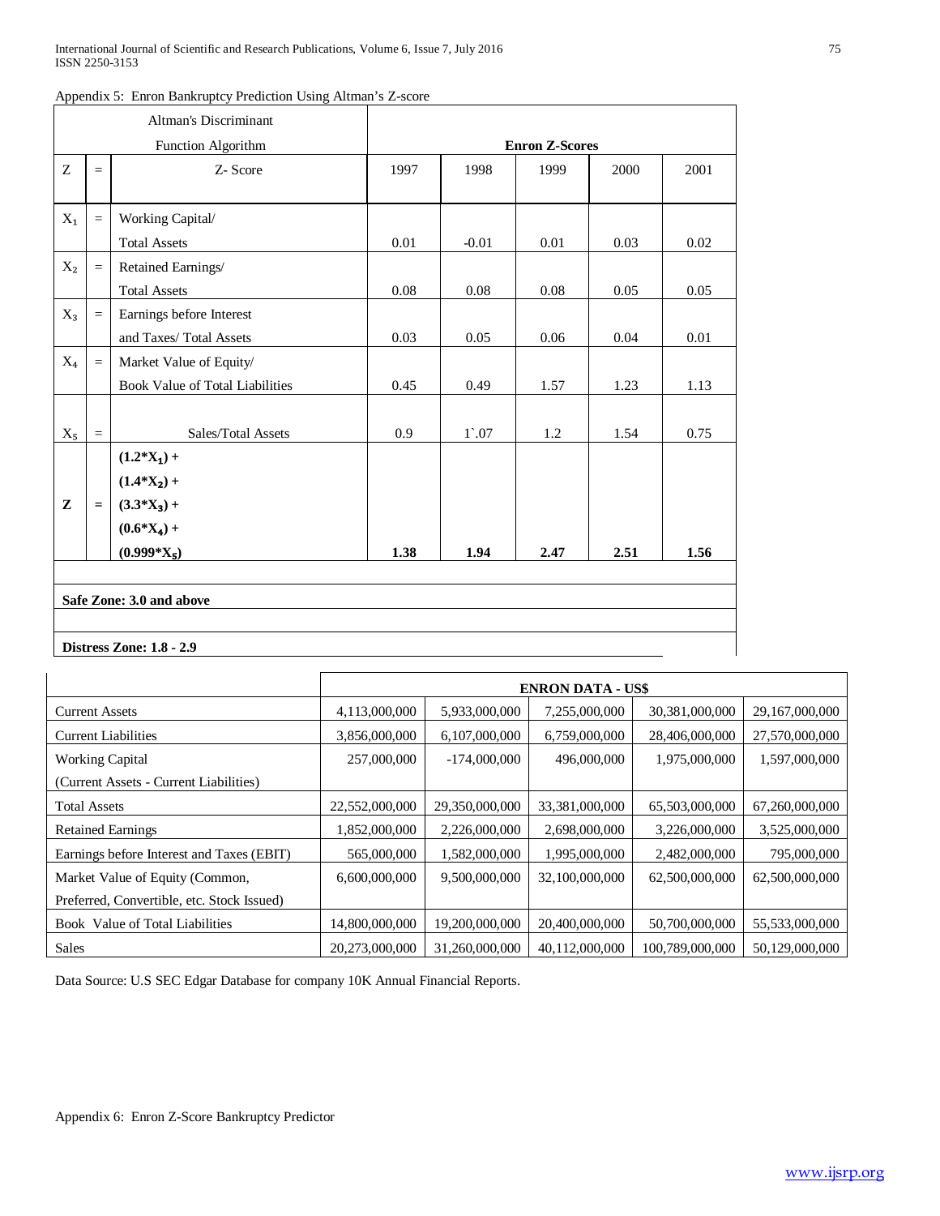Appendix 5: Enron Bankruptcy Prediction Using Altman's Z-score

| Altman's Discriminant Function Algorithm | | | Enron Z-Scores | | | | |
|---|---|---|---|---|---|---|---|
| Z | = | Z- Score | 1997 | 1998 | 1999 | 2000 | 2001 |
| $X_1$ | = | Working Capital/ Total Assets | 0.01 | -0.01 | 0.01 | 0.03 | 0.02 |
| $X_2$ | = | Retained Earnings/ Total Assets | 0.08 | 0.08 | 0.08 | 0.05 | 0.05 |
| $X_3$ | = | Earnings before Interest and Taxes/ Total Assets | 0.03 | 0.05 | 0.06 | 0.04 | 0.01 |
| $X_4$ | = | Market Value of Equity/ Book Value of Total Liabilities | 0.45 | 0.49 | 1.57 | 1.23 | 1.13 |
| $X_5$ | = | Sales/Total Assets | 0.9 | 1`.07 | 1.2 | 1.54 | 0.75 |
| **Z** | **=** | **$(1.2*X_1)$ + $(1.4*X_2)$ + $(3.3*X_3)$ + $(0.6*X_4)$ + $(0.999*X_5)$** | **1.38** | **1.94** | **2.47** | **2.51** | **1.56** |

**Safe Zone: 3.0 and above**

**Distress Zone: 1.8 - 2.9**

| | ENRON DATA - US$ | | | | |
|---|---|---|---|---|---|
| Current Assets | 4,113,000,000 | 5,933,000,000 | 7,255,000,000 | 30,381,000,000 | 29,167,000,000 |
| Current Liabilities | 3,856,000,000 | 6,107,000,000 | 6,759,000,000 | 28,406,000,000 | 27,570,000,000 |
| Working Capital (Current Assets - Current Liabilities) | 257,000,000 | -174,000,000 | 496,000,000 | 1,975,000,000 | 1,597,000,000 |
| Total Assets | 22,552,000,000 | 29,350,000,000 | 33,381,000,000 | 65,503,000,000 | 67,260,000,000 |
| Retained Earnings | 1,852,000,000 | 2,226,000,000 | 2,698,000,000 | 3,226,000,000 | 3,525,000,000 |
| Earnings before Interest and Taxes (EBIT) | 565,000,000 | 1,582,000,000 | 1,995,000,000 | 2,482,000,000 | 795,000,000 |
| Market Value of Equity (Common, Preferred, Convertible, etc. Stock Issued) | 6,600,000,000 | 9,500,000,000 | 32,100,000,000 | 62,500,000,000 | 62,500,000,000 |
| Book Value of Total Liabilities | 14,800,000,000 | 19,200,000,000 | 20,400,000,000 | 50,700,000,000 | 55,533,000,000 |
| Sales | 20,273,000,000 | 31,260,000,000 | 40,112,000,000 | 100,789,000,000 | 50,129,000,000 |

Data Source: U.S SEC Edgar Database for company 10K Annual Financial Reports.

Appendix 6: Enron Z-Score Bankruptcy Predictor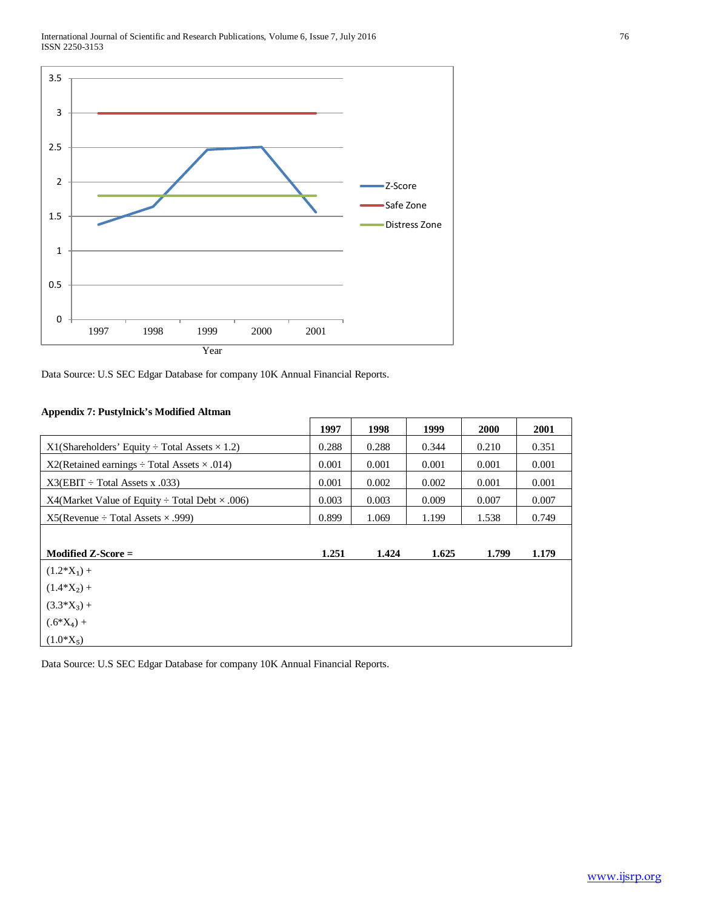Data Source: U.S SEC Edgar Database for company 10K Annual Financial Reports.

**Appendix 7: Pustylnick's Modified Altman**

| | 1997 | 1998 | 1999 | 2000 | 2001 |
|---|---|---|---|---|---|
| X1(Shareholders' Equity ÷ Total Assets × 1.2) | 0.288 | 0.288 | 0.344 | 0.210 | 0.351 |
| X2(Retained earnings ÷ Total Assets × .014) | 0.001 | 0.001 | 0.001 | 0.001 | 0.001 |
| X3(EBIT ÷ Total Assets x .033) | 0.001 | 0.002 | 0.002 | 0.001 | 0.001 |
| X4(Market Value of Equity ÷ Total Debt × .006) | 0.003 | 0.003 | 0.009 | 0.007 | 0.007 |
| X5(Revenue ÷ Total Assets × .999) | 0.899 | 1.069 | 1.199 | 1.538 | 0.749 |
| **Modified Z-Score =** | **1.251** | **1.424** | **1.625** | **1.799** | **1.179** |
| $(1.2*X_1)$ + $(1.4*X_2)$ + $(3.3*X_3)$ + $(.6*X_4)$ + $(1.0*X_5)$ | | | | | |

Data Source: U.S SEC Edgar Database for company 10K Annual Financial Reports.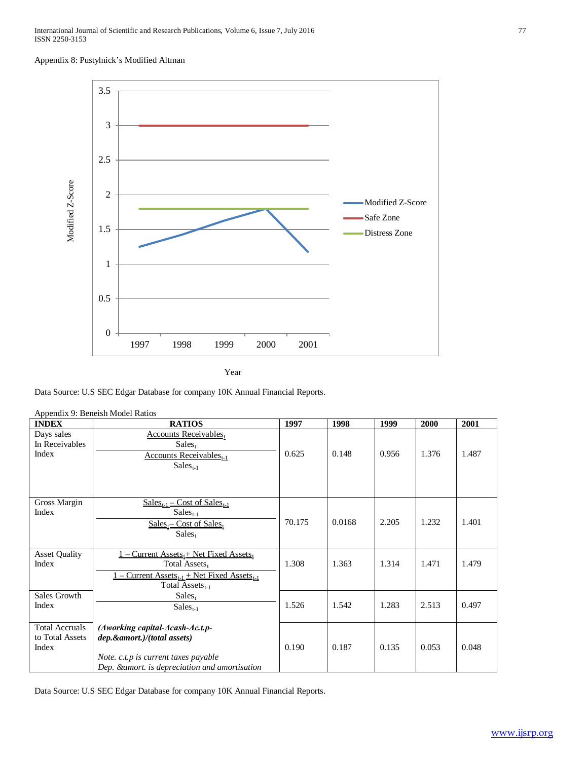Appendix 8: Pustylnick's Modified Altman

Data Source: U.S SEC Edgar Database for company 10K Annual Financial Reports.

Appendix 9: Beneish Model Ratios

| INDEX | RATIOS | 1997 | 1998 | 1999 | 2000 | 2001 |
|---|---|---|---|---|---|---|
| Days sales In Receivables Index | $\dfrac{\text{Accounts Receivables}_t / \text{Sales}_t}{\text{Accounts Receivables}_{t-1} / \text{Sales}_{t-1}}$ | 0.625 | 0.148 | 0.956 | 1.376 | 1.487 |
| Gross Margin Index | $\dfrac{(\text{Sales}_{t-1} - \text{Cost of Sales}_{t-1}) / \text{Sales}_{t-1}}{(\text{Sales}_t - \text{Cost of Sales}_t) / \text{Sales}_t}$ | 70.175 | 0.0168 | 2.205 | 1.232 | 1.401 |
| Asset Quality Index | $\dfrac{1 - (\text{Current Assets}_t + \text{Net Fixed Assets}_t) / \text{Total Assets}_t}{1 - (\text{Current Assets}_{t-1} + \text{Net Fixed Assets}_{t-1}) / \text{Total Assets}_{t-1}}$ | 1.308 | 1.363 | 1.314 | 1.471 | 1.479 |
| Sales Growth Index | $\dfrac{\text{Sales}_t}{\text{Sales}_{t-1}}$ | 1.526 | 1.542 | 1.283 | 2.513 | 0.497 |
| Total Accruals to Total Assets Index | ***(Δworking capital-Δcash-Δc.t.p-dep.&amort.)/(total assets)*** *Note. c.t.p is current taxes payable* *Dep. &amort. is depreciation and amortisation* | 0.190 | 0.187 | 0.135 | 0.053 | 0.048 |

Data Source: U.S SEC Edgar Database for company 10K Annual Financial Reports.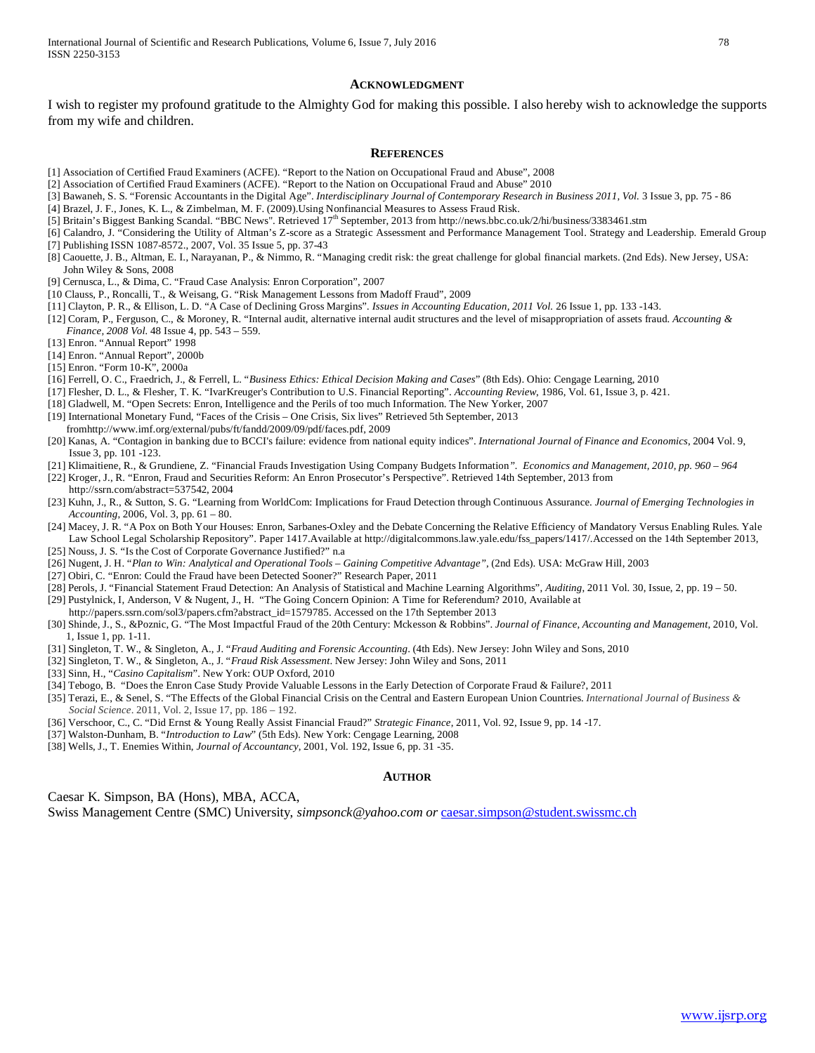## ACKNOWLEDGMENT

I wish to register my profound gratitude to the Almighty God for making this possible. I also hereby wish to acknowledge the supports from my wife and children.

## REFERENCES

[1] Association of Certified Fraud Examiners (ACFE). "Report to the Nation on Occupational Fraud and Abuse", 2008

[2] Association of Certified Fraud Examiners (ACFE). "Report to the Nation on Occupational Fraud and Abuse" 2010

[3] Bawaneh, S. S. "Forensic Accountants in the Digital Age". *Interdisciplinary Journal of Contemporary Research in Business 2011, Vol.* 3 Issue 3, pp. 75 - 86

[4] Brazel, J. F., Jones, K. L., & Zimbelman, M. F. (2009).Using Nonfinancial Measures to Assess Fraud Risk.

[5] Britain's Biggest Banking Scandal. "BBC News". Retrieved 17th September, 2013 from http://news.bbc.co.uk/2/hi/business/3383461.stm

[6] Calandro, J. "Considering the Utility of Altman's Z-score as a Strategic Assessment and Performance Management Tool. Strategy and Leadership. Emerald Group

[7] Publishing ISSN 1087-8572., 2007, Vol. 35 Issue 5, pp. 37-43

[8] Caouette, J. B., Altman, E. I., Narayanan, P., & Nimmo, R. "Managing credit risk: the great challenge for global financial markets. (2nd Eds). New Jersey, USA: John Wiley & Sons, 2008

[9] Cernusca, L., & Dima, C. "Fraud Case Analysis: Enron Corporation", 2007

[10 Clauss, P., Roncalli, T., & Weisang, G. "Risk Management Lessons from Madoff Fraud", 2009

[11] Clayton, P. R., & Ellison, L. D. "A Case of Declining Gross Margins". *Issues in Accounting Education, 2011 Vol.* 26 Issue 1, pp. 133 -143.

[12] Coram, P., Ferguson, C., & Moroney, R. "Internal audit, alternative internal audit structures and the level of misappropriation of assets fraud. *Accounting & Finance, 2008 Vol.* 48 Issue 4, pp. 543 – 559.

[13] Enron. "Annual Report" 1998

[14] Enron. "Annual Report", 2000b

[15] Enron. "Form 10-K", 2000a

[16] Ferrell, O. C., Fraedrich, J., & Ferrell, L. "*Business Ethics: Ethical Decision Making and Cases*" (8th Eds). Ohio: Cengage Learning, 2010

[17] Flesher, D. L., & Flesher, T. K. "IvarKreuger's Contribution to U.S. Financial Reporting". *Accounting Review*, 1986, Vol. 61, Issue 3, p. 421.

[18] Gladwell, M. "Open Secrets: Enron, Intelligence and the Perils of too much Information. The New Yorker, 2007

[19] International Monetary Fund, "Faces of the Crisis – One Crisis, Six lives" Retrieved 5th September, 2013 fromhttp://www.imf.org/external/pubs/ft/fandd/2009/09/pdf/faces.pdf, 2009

[20] Kanas, A. "Contagion in banking due to BCCI's failure: evidence from national equity indices". *International Journal of Finance and Economics*, 2004 Vol. 9, Issue 3, pp. 101 -123.

[21] Klimaitiene, R., & Grundiene, Z. "Financial Frauds Investigation Using Company Budgets Information". *Economics and Management, 2010, pp. 960 – 964*

[22] Kroger, J., R. "Enron, Fraud and Securities Reform: An Enron Prosecutor's Perspective". Retrieved 14th September, 2013 from http://ssrn.com/abstract=537542, 2004

[23] Kuhn, J., R., & Sutton, S. G. "Learning from WorldCom: Implications for Fraud Detection through Continuous Assurance. *Journal of Emerging Technologies in Accounting*, 2006, Vol. 3, pp. 61 – 80.

[24] Macey, J. R. "A Pox on Both Your Houses: Enron, Sarbanes-Oxley and the Debate Concerning the Relative Efficiency of Mandatory Versus Enabling Rules. Yale Law School Legal Scholarship Repository". Paper 1417.Available at http://digitalcommons.law.yale.edu/fss_papers/1417/.Accessed on the 14th September 2013,

[25] Nouss, J. S. "Is the Cost of Corporate Governance Justified?" n.a

[26] Nugent, J. H. "*Plan to Win: Analytical and Operational Tools – Gaining Competitive Advantage*", (2nd Eds). USA: McGraw Hill, 2003

[27] Obiri, C. "Enron: Could the Fraud have been Detected Sooner?" Research Paper, 2011

[28] Perols, J. "Financial Statement Fraud Detection: An Analysis of Statistical and Machine Learning Algorithms", *Auditing*, 2011 Vol. 30, Issue, 2, pp. 19 – 50.

[29] Pustylnick, I, Anderson, V & Nugent, J., H. "The Going Concern Opinion: A Time for Referendum? 2010, Available at http://papers.ssrn.com/sol3/papers.cfm?abstract_id=1579785. Accessed on the 17th September 2013

[30] Shinde, J., S., &Poznic, G. "The Most Impactful Fraud of the 20th Century: Mckesson & Robbins". *Journal of Finance, Accounting and Management*, 2010, Vol. 1, Issue 1, pp. 1-11.

[31] Singleton, T. W., & Singleton, A., J. "*Fraud Auditing and Forensic Accounting*. (4th Eds). New Jersey: John Wiley and Sons, 2010

[32] Singleton, T. W., & Singleton, A., J. "*Fraud Risk Assessment*. New Jersey: John Wiley and Sons, 2011

[33] Sinn, H., "*Casino Capitalism*". New York: OUP Oxford, 2010

[34] Tebogo, B. "Does the Enron Case Study Provide Valuable Lessons in the Early Detection of Corporate Fraud & Failure?, 2011

[35] Terazi, E., & Senel, S. "The Effects of the Global Financial Crisis on the Central and Eastern European Union Countries. *International Journal of Business & Social Science*. 2011, Vol. 2, Issue 17, pp. 186 – 192.

[36] Verschoor, C., C. "Did Ernst & Young Really Assist Financial Fraud?" *Strategic Finance*, 2011, Vol. 92, Issue 9, pp. 14 -17.

[37] Walston-Dunham, B. "*Introduction to Law*" (5th Eds). New York: Cengage Learning, 2008

[38] Wells, J., T. Enemies Within, *Journal of Accountancy*, 2001, Vol. 192, Issue 6, pp. 31 -35.

## AUTHOR

Caesar K. Simpson, BA (Hons), MBA, ACCA,
Swiss Management Centre (SMC) University, *simpsonck@yahoo.com or* caesar.simpson@student.swissmc.ch